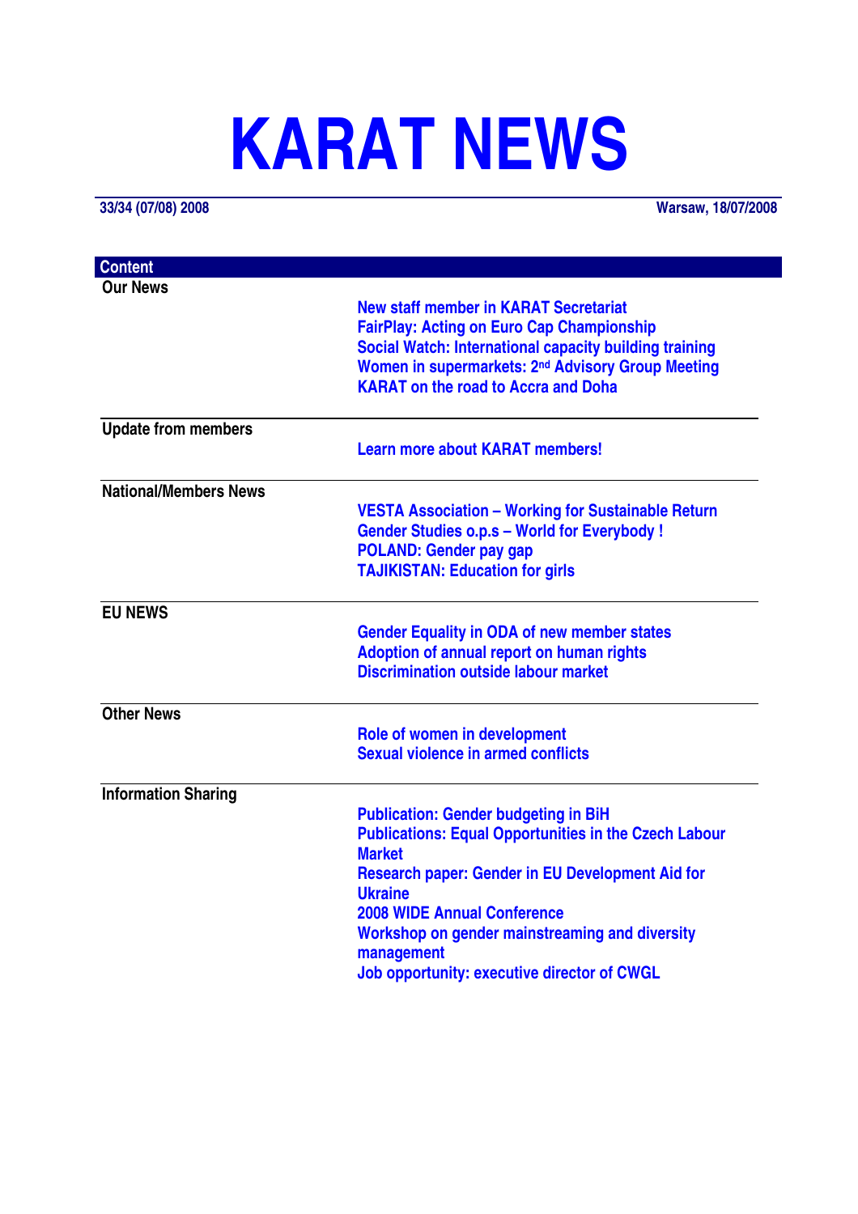# KARAT NEWS

33/34 (07/08) 2008 — Warsaw, 18/07/2008

## Content

### Our News

- New staff member in KARAT Secretariat
- FairPlay: Acting on Euro Cap Championship
- Social Watch: International capacity building training
- Women in supermarkets: 2nd Advisory Group Meeting
- KARAT on the road to Accra and Doha

### Update from members

- Learn more about KARAT members!

### National/Members News

- VESTA Association – Working for Sustainable Return
- Gender Studies o.p.s – World for Everybody !
- POLAND: Gender pay gap
- TAJIKISTAN: Education for girls

### EU NEWS

- Gender Equality in ODA of new member states
- Adoption of annual report on human rights
- Discrimination outside labour market

### Other News

- Role of women in development
- Sexual violence in armed conflicts

### Information Sharing

- Publication: Gender budgeting in BiH
- Publications: Equal Opportunities in the Czech Labour Market
- Research paper: Gender in EU Development Aid for Ukraine
- 2008 WIDE Annual Conference
- Workshop on gender mainstreaming and diversity management
- Job opportunity: executive director of CWGL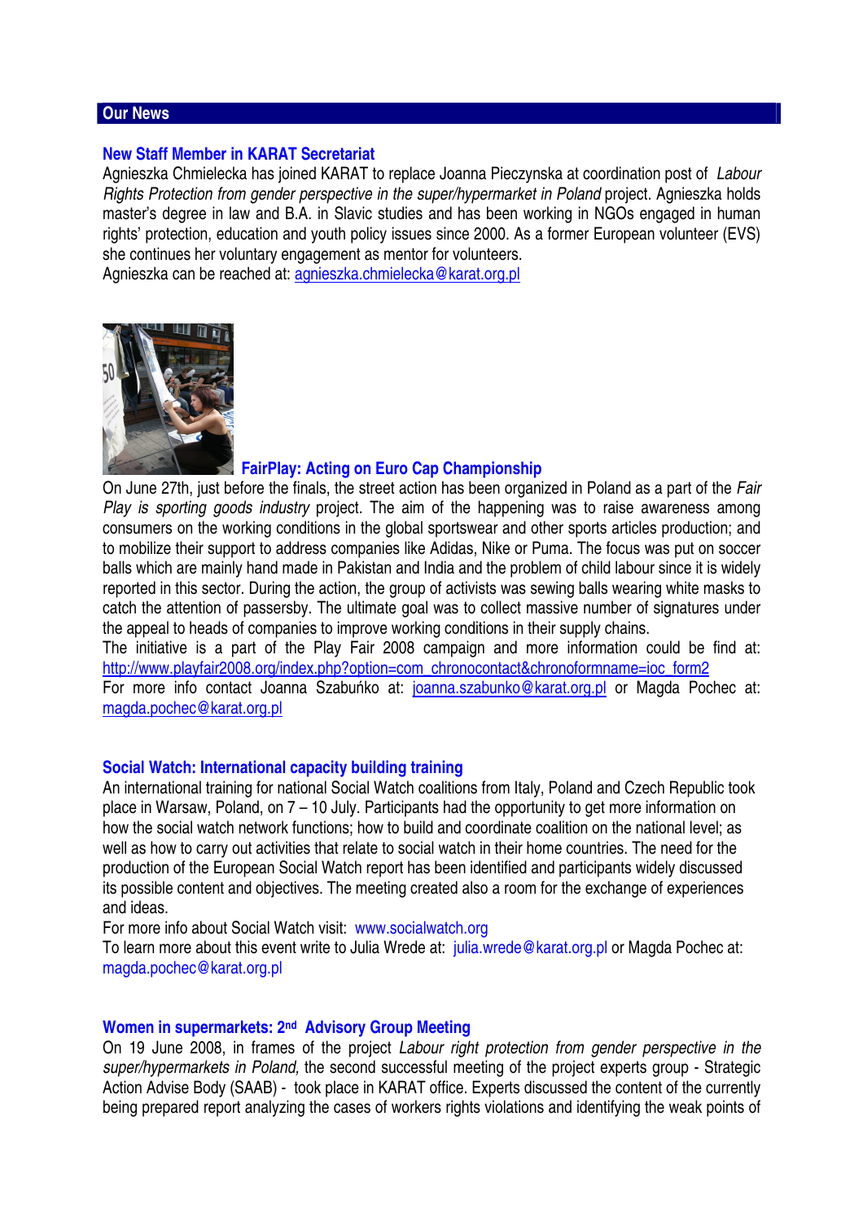## Our News

### New Staff Member in KARAT Secretariat

Agnieszka Chmielecka has joined KARAT to replace Joanna Pieczynska at coordination post of *Labour Rights Protection from gender perspective in the super/hypermarket in Poland* project. Agnieszka holds master's degree in law and B.A. in Slavic studies and has been working in NGOs engaged in human rights' protection, education and youth policy issues since 2000. As a former European volunteer (EVS) she continues her voluntary engagement as mentor for volunteers.
Agnieszka can be reached at: agnieszka.chmielecka@karat.org.pl

### FairPlay: Acting on Euro Cap Championship

On June 27th, just before the finals, the street action has been organized in Poland as a part of the *Fair Play is sporting goods industry* project. The aim of the happening was to raise awareness among consumers on the working conditions in the global sportswear and other sports articles production; and to mobilize their support to address companies like Adidas, Nike or Puma. The focus was put on soccer balls which are mainly hand made in Pakistan and India and the problem of child labour since it is widely reported in this sector. During the action, the group of activists was sewing balls wearing white masks to catch the attention of passersby. The ultimate goal was to collect massive number of signatures under the appeal to heads of companies to improve working conditions in their supply chains.
The initiative is a part of the Play Fair 2008 campaign and more information could be find at: http://www.playfair2008.org/index.php?option=com_chronocontact&chronoformname=ioc_form2
For more info contact Joanna Szabuńko at: joanna.szabunko@karat.org.pl or Magda Pochec at: magda.pochec@karat.org.pl

### Social Watch: International capacity building training

An international training for national Social Watch coalitions from Italy, Poland and Czech Republic took place in Warsaw, Poland, on 7 – 10 July. Participants had the opportunity to get more information on how the social watch network functions; how to build and coordinate coalition on the national level; as well as how to carry out activities that relate to social watch in their home countries. The need for the production of the European Social Watch report has been identified and participants widely discussed its possible content and objectives. The meeting created also a room for the exchange of experiences and ideas.
For more info about Social Watch visit: www.socialwatch.org
To learn more about this event write to Julia Wrede at: julia.wrede@karat.org.pl or Magda Pochec at: magda.pochec@karat.org.pl

### Women in supermarkets: 2nd Advisory Group Meeting

On 19 June 2008, in frames of the project *Labour right protection from gender perspective in the super/hypermarkets in Poland,* the second successful meeting of the project experts group - Strategic Action Advise Body (SAAB) - took place in KARAT office. Experts discussed the content of the currently being prepared report analyzing the cases of workers rights violations and identifying the weak points of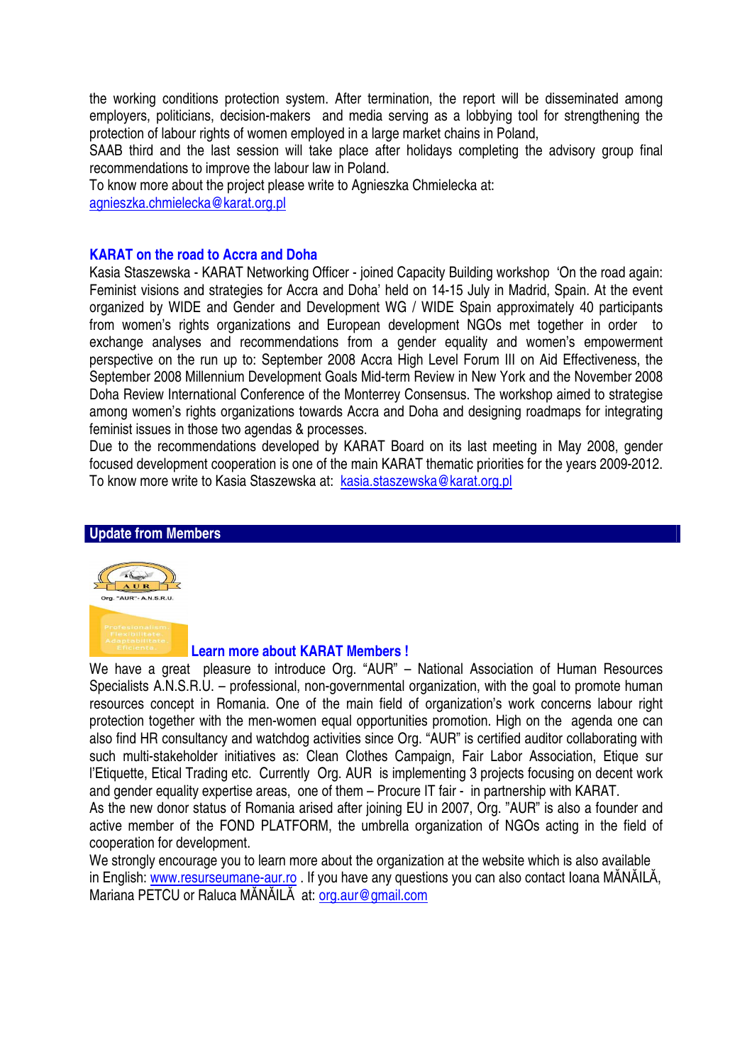the working conditions protection system. After termination, the report will be disseminated among employers, politicians, decision-makers and media serving as a lobbying tool for strengthening the protection of labour rights of women employed in a large market chains in Poland,

SAAB third and the last session will take place after holidays completing the advisory group final recommendations to improve the labour law in Poland.

To know more about the project please write to Agnieszka Chmielecka at: agnieszka.chmielecka@karat.org.pl

### KARAT on the road to Accra and Doha

Kasia Staszewska - KARAT Networking Officer - joined Capacity Building workshop 'On the road again: Feminist visions and strategies for Accra and Doha' held on 14-15 July in Madrid, Spain. At the event organized by WIDE and Gender and Development WG / WIDE Spain approximately 40 participants from women's rights organizations and European development NGOs met together in order to exchange analyses and recommendations from a gender equality and women's empowerment perspective on the run up to: September 2008 Accra High Level Forum III on Aid Effectiveness, the September 2008 Millennium Development Goals Mid-term Review in New York and the November 2008 Doha Review International Conference of the Monterrey Consensus. The workshop aimed to strategise among women's rights organizations towards Accra and Doha and designing roadmaps for integrating feminist issues in those two agendas & processes.

Due to the recommendations developed by KARAT Board on its last meeting in May 2008, gender focused development cooperation is one of the main KARAT thematic priorities for the years 2009-2012.

To know more write to Kasia Staszewska at: kasia.staszewska@karat.org.pl

## Update from Members

AUR

Org. "AUR"- A.N.S.R.U.

Profesionalism. Flexibilitate. Adaptabilitate. Eficienta.

### Learn more about KARAT Members !

We have a great pleasure to introduce Org. "AUR" – National Association of Human Resources Specialists A.N.S.R.U. – professional, non-governmental organization, with the goal to promote human resources concept in Romania. One of the main field of organization's work concerns labour right protection together with the men-women equal opportunities promotion. High on the agenda one can also find HR consultancy and watchdog activities since Org. "AUR" is certified auditor collaborating with such multi-stakeholder initiatives as: Clean Clothes Campaign, Fair Labor Association, Etique sur l'Etiquette, Etical Trading etc. Currently Org. AUR is implementing 3 projects focusing on decent work and gender equality expertise areas, one of them – Procure IT fair - in partnership with KARAT.

As the new donor status of Romania arised after joining EU in 2007, Org. "AUR" is also a founder and active member of the FOND PLATFORM, the umbrella organization of NGOs acting in the field of cooperation for development.

We strongly encourage you to learn more about the organization at the website which is also available in English: www.resurseumane-aur.ro . If you have any questions you can also contact Ioana MĂNĂILĂ, Mariana PETCU or Raluca MĂNĂILĂ at: org.aur@gmail.com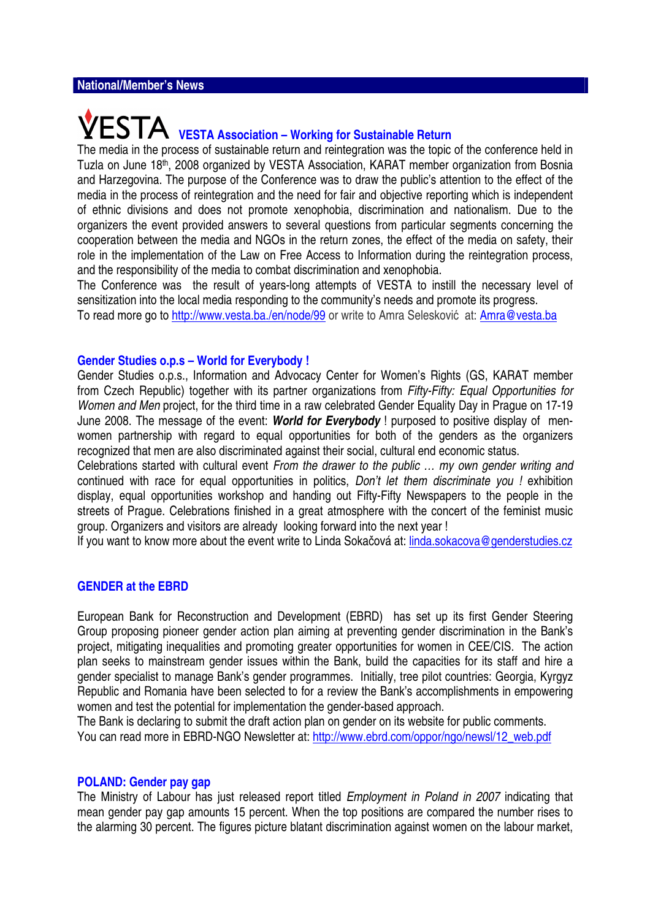## National/Member's News

### VESTA VESTA Association – Working for Sustainable Return

The media in the process of sustainable return and reintegration was the topic of the conference held in Tuzla on June 18th, 2008 organized by VESTA Association, KARAT member organization from Bosnia and Harzegovina. The purpose of the Conference was to draw the public's attention to the effect of the media in the process of reintegration and the need for fair and objective reporting which is independent of ethnic divisions and does not promote xenophobia, discrimination and nationalism. Due to the organizers the event provided answers to several questions from particular segments concerning the cooperation between the media and NGOs in the return zones, the effect of the media on safety, their role in the implementation of the Law on Free Access to Information during the reintegration process, and the responsibility of the media to combat discrimination and xenophobia.

The Conference was the result of years-long attempts of VESTA to instill the necessary level of sensitization into the local media responding to the community's needs and promote its progress.

To read more go to http://www.vesta.ba./en/node/99 or write to Amra Selesković at: Amra@vesta.ba

### Gender Studies o.p.s – World for Everybody !

Gender Studies o.p.s., Information and Advocacy Center for Women's Rights (GS, KARAT member from Czech Republic) together with its partner organizations from *Fifty-Fifty: Equal Opportunities for Women and Men* project, for the third time in a raw celebrated Gender Equality Day in Prague on 17-19 June 2008. The message of the event: ***World for Everybody*** ! purposed to positive display of men-women partnership with regard to equal opportunities for both of the genders as the organizers recognized that men are also discriminated against their social, cultural end economic status.

Celebrations started with cultural event *From the drawer to the public … my own gender writing and* continued with race for equal opportunities in politics, *Don't let them discriminate you !* exhibition display, equal opportunities workshop and handing out Fifty-Fifty Newspapers to the people in the streets of Prague. Celebrations finished in a great atmosphere with the concert of the feminist music group. Organizers and visitors are already looking forward into the next year !

If you want to know more about the event write to Linda Sokačová at: linda.sokacova@genderstudies.cz

### GENDER at the EBRD

European Bank for Reconstruction and Development (EBRD) has set up its first Gender Steering Group proposing pioneer gender action plan aiming at preventing gender discrimination in the Bank's project, mitigating inequalities and promoting greater opportunities for women in CEE/CIS. The action plan seeks to mainstream gender issues within the Bank, build the capacities for its staff and hire a gender specialist to manage Bank's gender programmes. Initially, tree pilot countries: Georgia, Kyrgyz Republic and Romania have been selected to for a review the Bank's accomplishments in empowering women and test the potential for implementation the gender-based approach.

The Bank is declaring to submit the draft action plan on gender on its website for public comments.

You can read more in EBRD-NGO Newsletter at: http://www.ebrd.com/oppor/ngo/newsl/12_web.pdf

### POLAND: Gender pay gap

The Ministry of Labour has just released report titled *Employment in Poland in 2007* indicating that mean gender pay gap amounts 15 percent. When the top positions are compared the number rises to the alarming 30 percent. The figures picture blatant discrimination against women on the labour market,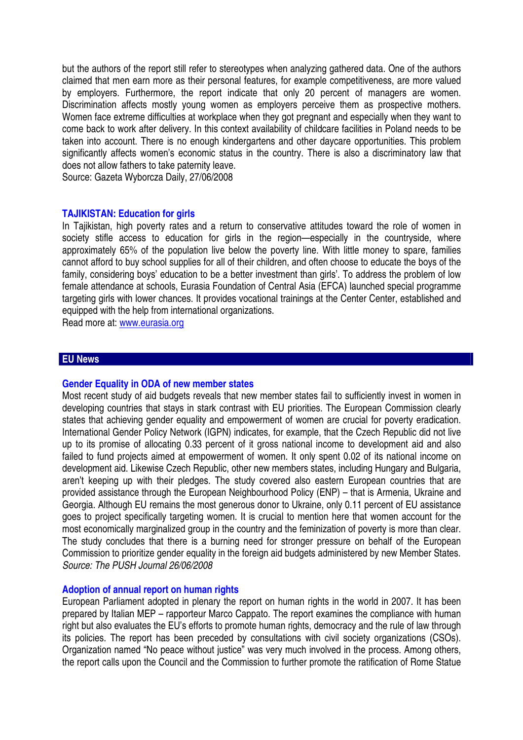but the authors of the report still refer to stereotypes when analyzing gathered data. One of the authors claimed that men earn more as their personal features, for example competitiveness, are more valued by employers. Furthermore, the report indicate that only 20 percent of managers are women. Discrimination affects mostly young women as employers perceive them as prospective mothers. Women face extreme difficulties at workplace when they got pregnant and especially when they want to come back to work after delivery. In this context availability of childcare facilities in Poland needs to be taken into account. There is no enough kindergartens and other daycare opportunities. This problem significantly affects women's economic status in the country. There is also a discriminatory law that does not allow fathers to take paternity leave.
Source: Gazeta Wyborcza Daily, 27/06/2008

### TAJIKISTAN: Education for girls

In Tajikistan, high poverty rates and a return to conservative attitudes toward the role of women in society stifle access to education for girls in the region—especially in the countryside, where approximately 65% of the population live below the poverty line. With little money to spare, families cannot afford to buy school supplies for all of their children, and often choose to educate the boys of the family, considering boys' education to be a better investment than girls'. To address the problem of low female attendance at schools, Eurasia Foundation of Central Asia (EFCA) launched special programme targeting girls with lower chances. It provides vocational trainings at the Center Center, established and equipped with the help from international organizations.
Read more at: www.eurasia.org

## EU News

### Gender Equality in ODA of new member states

Most recent study of aid budgets reveals that new member states fail to sufficiently invest in women in developing countries that stays in stark contrast with EU priorities. The European Commission clearly states that achieving gender equality and empowerment of women are crucial for poverty eradication. International Gender Policy Network (IGPN) indicates, for example, that the Czech Republic did not live up to its promise of allocating 0.33 percent of it gross national income to development aid and also failed to fund projects aimed at empowerment of women. It only spent 0.02 of its national income on development aid. Likewise Czech Republic, other new members states, including Hungary and Bulgaria, aren't keeping up with their pledges. The study covered also eastern European countries that are provided assistance through the European Neighbourhood Policy (ENP) – that is Armenia, Ukraine and Georgia. Although EU remains the most generous donor to Ukraine, only 0.11 percent of EU assistance goes to project specifically targeting women. It is crucial to mention here that women account for the most economically marginalized group in the country and the feminization of poverty is more than clear. The study concludes that there is a burning need for stronger pressure on behalf of the European Commission to prioritize gender equality in the foreign aid budgets administered by new Member States.
*Source: The PUSH Journal 26/06/2008*

### Adoption of annual report on human rights

European Parliament adopted in plenary the report on human rights in the world in 2007. It has been prepared by Italian MEP – rapporteur Marco Cappato. The report examines the compliance with human right but also evaluates the EU's efforts to promote human rights, democracy and the rule of law through its policies. The report has been preceded by consultations with civil society organizations (CSOs). Organization named "No peace without justice" was very much involved in the process. Among others, the report calls upon the Council and the Commission to further promote the ratification of Rome Statue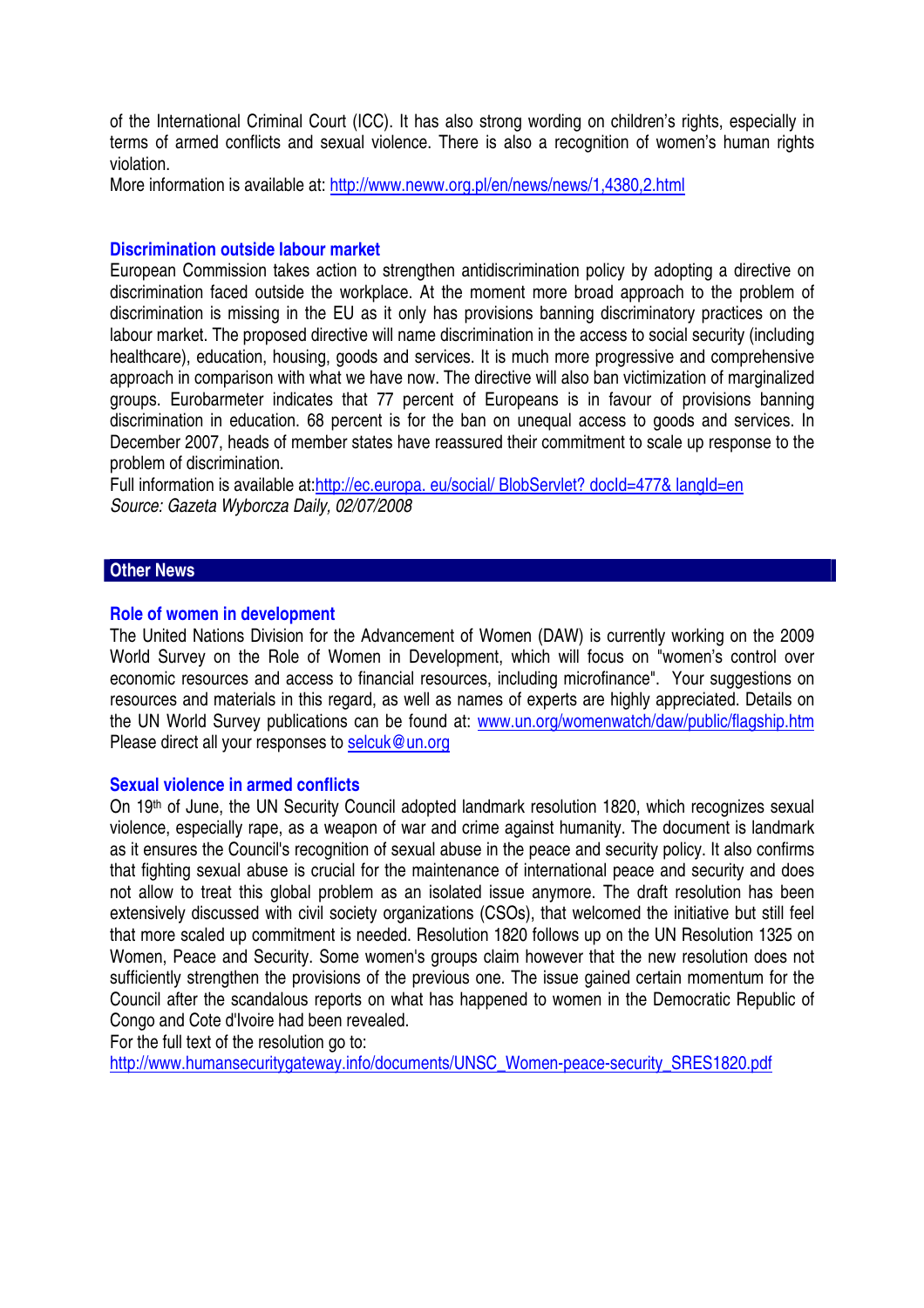of the International Criminal Court (ICC). It has also strong wording on children's rights, especially in terms of armed conflicts and sexual violence. There is also a recognition of women's human rights violation.

More information is available at: http://www.neww.org.pl/en/news/news/1,4380,2.html

### Discrimination outside labour market

European Commission takes action to strengthen antidiscrimination policy by adopting a directive on discrimination faced outside the workplace. At the moment more broad approach to the problem of discrimination is missing in the EU as it only has provisions banning discriminatory practices on the labour market. The proposed directive will name discrimination in the access to social security (including healthcare), education, housing, goods and services. It is much more progressive and comprehensive approach in comparison with what we have now. The directive will also ban victimization of marginalized groups. Eurobarometer indicates that 77 percent of Europeans is in favour of provisions banning discrimination in education. 68 percent is for the ban on unequal access to goods and services. In December 2007, heads of member states have reassured their commitment to scale up response to the problem of discrimination.

Full information is available at:http://ec.europa. eu/social/ BlobServlet? docId=477& langId=en

*Source: Gazeta Wyborcza Daily, 02/07/2008*

## Other News

### Role of women in development

The United Nations Division for the Advancement of Women (DAW) is currently working on the 2009 World Survey on the Role of Women in Development, which will focus on "women's control over economic resources and access to financial resources, including microfinance". Your suggestions on resources and materials in this regard, as well as names of experts are highly appreciated. Details on the UN World Survey publications can be found at: www.un.org/womenwatch/daw/public/flagship.htm

Please direct all your responses to selcuk@un.org

### Sexual violence in armed conflicts

On 19th of June, the UN Security Council adopted landmark resolution 1820, which recognizes sexual violence, especially rape, as a weapon of war and crime against humanity. The document is landmark as it ensures the Council's recognition of sexual abuse in the peace and security policy. It also confirms that fighting sexual abuse is crucial for the maintenance of international peace and security and does not allow to treat this global problem as an isolated issue anymore. The draft resolution has been extensively discussed with civil society organizations (CSOs), that welcomed the initiative but still feel that more scaled up commitment is needed. Resolution 1820 follows up on the UN Resolution 1325 on Women, Peace and Security. Some women's groups claim however that the new resolution does not sufficiently strengthen the provisions of the previous one. The issue gained certain momentum for the Council after the scandalous reports on what has happened to women in the Democratic Republic of Congo and Cote d'Ivoire had been revealed.

For the full text of the resolution go to:

http://www.humansecuritygateway.info/documents/UNSC_Women-peace-security_SRES1820.pdf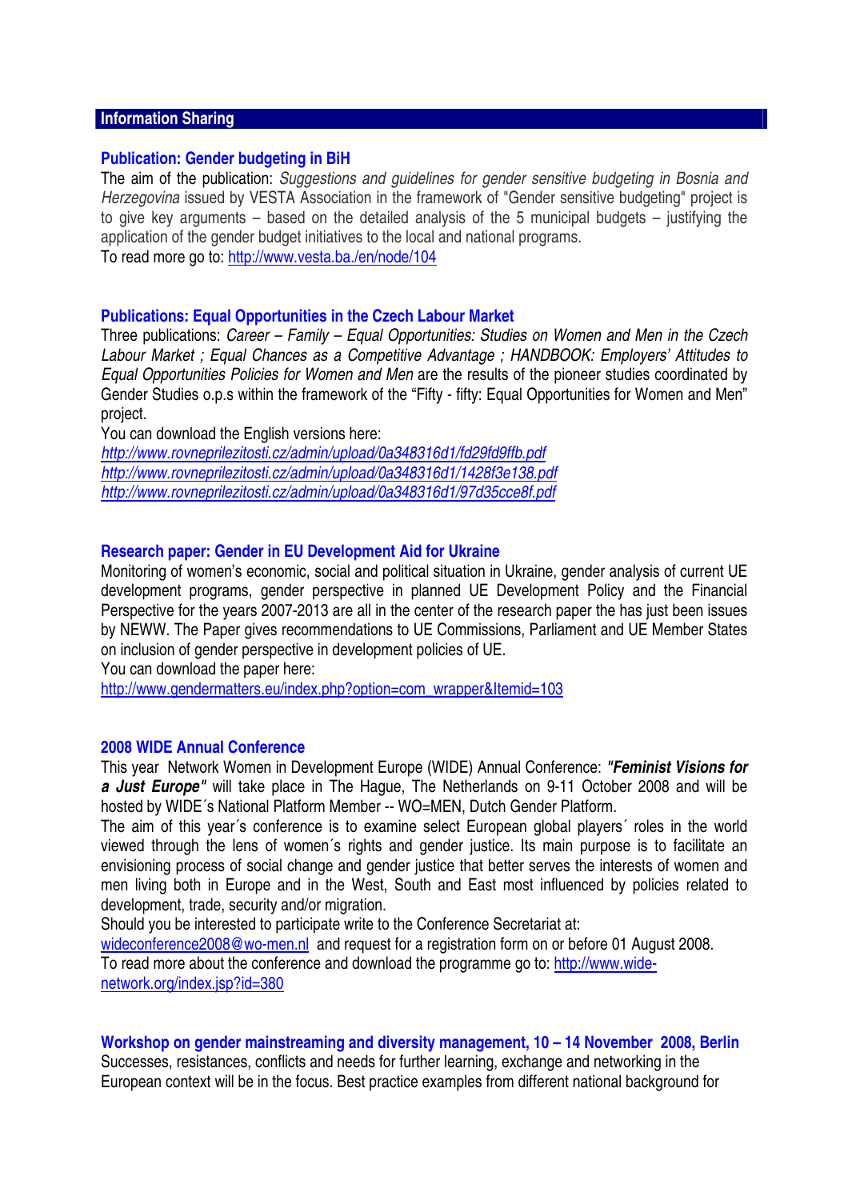## Information Sharing

### Publication: Gender budgeting in BiH

The aim of the publication: *Suggestions and guidelines for gender sensitive budgeting in Bosnia and Herzegovina* issued by VESTA Association in the framework of "Gender sensitive budgeting" project is to give key arguments – based on the detailed analysis of the 5 municipal budgets – justifying the application of the gender budget initiatives to the local and national programs.

To read more go to: http://www.vesta.ba./en/node/104

### Publications: Equal Opportunities in the Czech Labour Market

Three publications: *Career – Family – Equal Opportunities: Studies on Women and Men in the Czech Labour Market ; Equal Chances as a Competitive Advantage ; HANDBOOK: Employers' Attitudes to Equal Opportunities Policies for Women and Men* are the results of the pioneer studies coordinated by Gender Studies o.p.s within the framework of the "Fifty - fifty: Equal Opportunities for Women and Men" project.

You can download the English versions here:

*http://www.rovneprilezitosti.cz/admin/upload/0a348316d1/fd29fd9ffb.pdf*
*http://www.rovneprilezitosti.cz/admin/upload/0a348316d1/1428f3e138.pdf*
*http://www.rovneprilezitosti.cz/admin/upload/0a348316d1/97d35cce8f.pdf*

### Research paper: Gender in EU Development Aid for Ukraine

Monitoring of women's economic, social and political situation in Ukraine, gender analysis of current UE development programs, gender perspective in planned UE Development Policy and the Financial Perspective for the years 2007-2013 are all in the center of the research paper the has just been issues by NEWW. The Paper gives recommendations to UE Commissions, Parliament and UE Member States on inclusion of gender perspective in development policies of UE.

You can download the paper here:

http://www.gendermatters.eu/index.php?option=com_wrapper&Itemid=103

### 2008 WIDE Annual Conference

This year Network Women in Development Europe (WIDE) Annual Conference: ***"Feminist Visions for a Just Europe"*** will take place in The Hague, The Netherlands on 9-11 October 2008 and will be hosted by WIDE´s National Platform Member -- WO=MEN, Dutch Gender Platform.

The aim of this year´s conference is to examine select European global players´ roles in the world viewed through the lens of women´s rights and gender justice. Its main purpose is to facilitate an envisioning process of social change and gender justice that better serves the interests of women and men living both in Europe and in the West, South and East most influenced by policies related to development, trade, security and/or migration.

Should you be interested to participate write to the Conference Secretariat at:
wideconference2008@wo-men.nl and request for a registration form on or before 01 August 2008.
To read more about the conference and download the programme go to: http://www.wide-network.org/index.jsp?id=380

### Workshop on gender mainstreaming and diversity management, 10 – 14 November 2008, Berlin

Successes, resistances, conflicts and needs for further learning, exchange and networking in the European context will be in the focus. Best practice examples from different national background for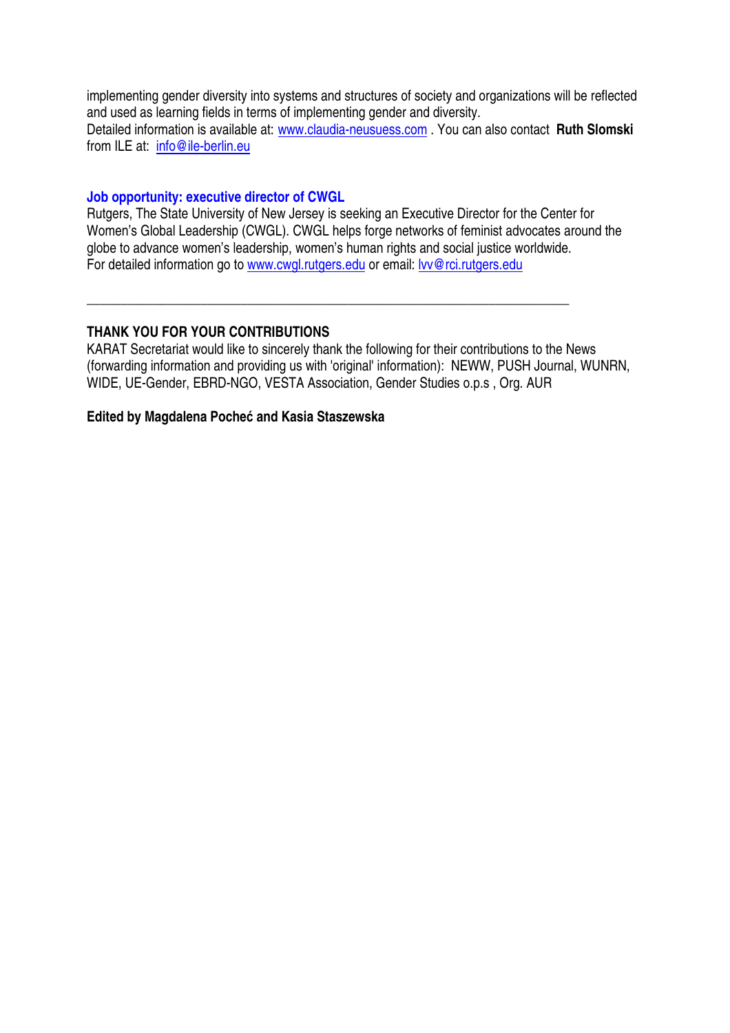implementing gender diversity into systems and structures of society and organizations will be reflected and used as learning fields in terms of implementing gender and diversity.
Detailed information is available at: www.claudia-neusuess.com . You can also contact **Ruth Slomski** from ILE at: info@ile-berlin.eu

### Job opportunity: executive director of CWGL

Rutgers, The State University of New Jersey is seeking an Executive Director for the Center for Women's Global Leadership (CWGL). CWGL helps forge networks of feminist advocates around the globe to advance women's leadership, women's human rights and social justice worldwide.
For detailed information go to www.cwgl.rutgers.edu or email: lvv@rci.rutgers.edu

---

### THANK YOU FOR YOUR CONTRIBUTIONS

KARAT Secretariat would like to sincerely thank the following for their contributions to the News (forwarding information and providing us with 'original' information): NEWW, PUSH Journal, WUNRN, WIDE, UE-Gender, EBRD-NGO, VESTA Association, Gender Studies o.p.s , Org. AUR

**Edited by Magdalena Pocheć and Kasia Staszewska**